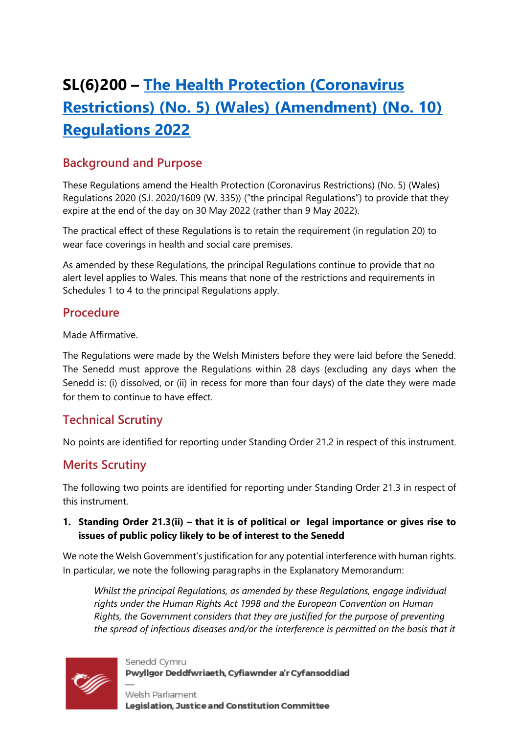# SL(6)200 – [The Health Protection (Coronavirus Restrictions) (No. 5) (Wales) (Amendment) (No. 10) Regulations 2022]

## Background and Purpose

These Regulations amend the Health Protection (Coronavirus Restrictions) (No. 5) (Wales) Regulations 2020 (S.I. 2020/1609 (W. 335)) ("the principal Regulations") to provide that they expire at the end of the day on 30 May 2022 (rather than 9 May 2022).

The practical effect of these Regulations is to retain the requirement (in regulation 20) to wear face coverings in health and social care premises.

As amended by these Regulations, the principal Regulations continue to provide that no alert level applies to Wales. This means that none of the restrictions and requirements in Schedules 1 to 4 to the principal Regulations apply.

## Procedure

Made Affirmative.

The Regulations were made by the Welsh Ministers before they were laid before the Senedd. The Senedd must approve the Regulations within 28 days (excluding any days when the Senedd is: (i) dissolved, or (ii) in recess for more than four days) of the date they were made for them to continue to have effect.

## Technical Scrutiny

No points are identified for reporting under Standing Order 21.2 in respect of this instrument.

## Merits Scrutiny

The following two points are identified for reporting under Standing Order 21.3 in respect of this instrument.

1. **Standing Order 21.3(ii) – that it is of political or legal importance or gives rise to issues of public policy likely to be of interest to the Senedd**

We note the Welsh Government's justification for any potential interference with human rights. In particular, we note the following paragraphs in the Explanatory Memorandum:

> *Whilst the principal Regulations, as amended by these Regulations, engage individual rights under the Human Rights Act 1998 and the European Convention on Human Rights, the Government considers that they are justified for the purpose of preventing the spread of infectious diseases and/or the interference is permitted on the basis that it*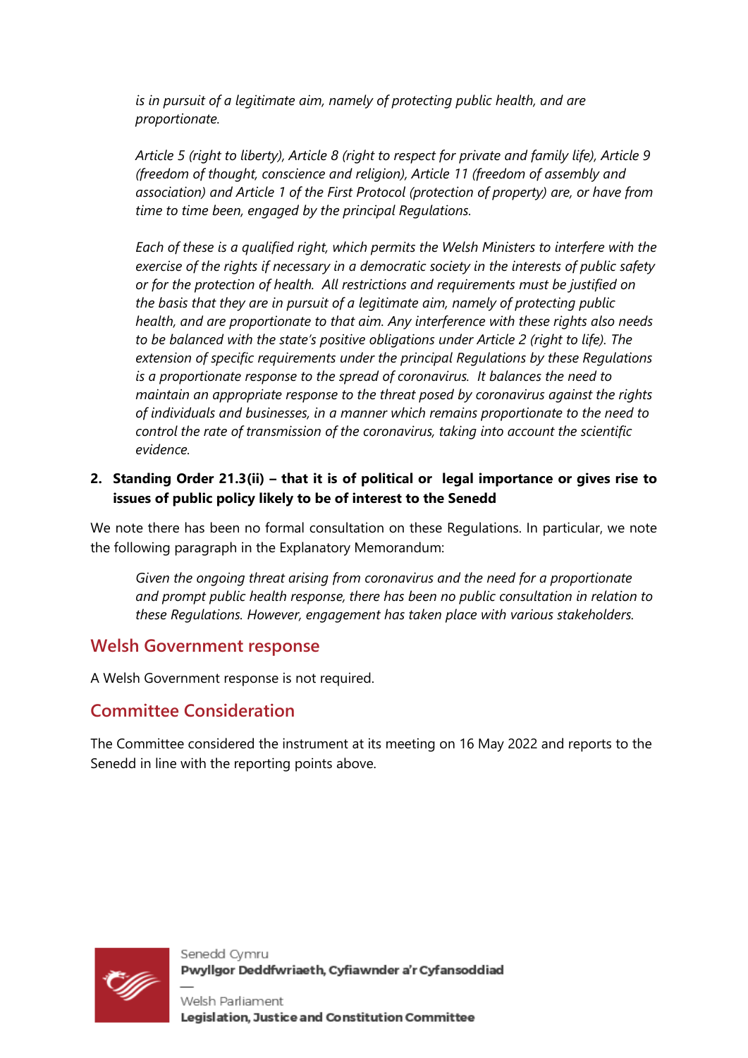*is in pursuit of a legitimate aim, namely of protecting public health, and are proportionate.*

*Article 5 (right to liberty), Article 8 (right to respect for private and family life), Article 9 (freedom of thought, conscience and religion), Article 11 (freedom of assembly and association) and Article 1 of the First Protocol (protection of property) are, or have from time to time been, engaged by the principal Regulations.*

*Each of these is a qualified right, which permits the Welsh Ministers to interfere with the exercise of the rights if necessary in a democratic society in the interests of public safety or for the protection of health. All restrictions and requirements must be justified on the basis that they are in pursuit of a legitimate aim, namely of protecting public health, and are proportionate to that aim. Any interference with these rights also needs to be balanced with the state's positive obligations under Article 2 (right to life). The extension of specific requirements under the principal Regulations by these Regulations is a proportionate response to the spread of coronavirus. It balances the need to maintain an appropriate response to the threat posed by coronavirus against the rights of individuals and businesses, in a manner which remains proportionate to the need to control the rate of transmission of the coronavirus, taking into account the scientific evidence.*

**2. Standing Order 21.3(ii) – that it is of political or legal importance or gives rise to issues of public policy likely to be of interest to the Senedd**

We note there has been no formal consultation on these Regulations. In particular, we note the following paragraph in the Explanatory Memorandum:

*Given the ongoing threat arising from coronavirus and the need for a proportionate and prompt public health response, there has been no public consultation in relation to these Regulations. However, engagement has taken place with various stakeholders.*

## Welsh Government response

A Welsh Government response is not required.

## Committee Consideration

The Committee considered the instrument at its meeting on 16 May 2022 and reports to the Senedd in line with the reporting points above.